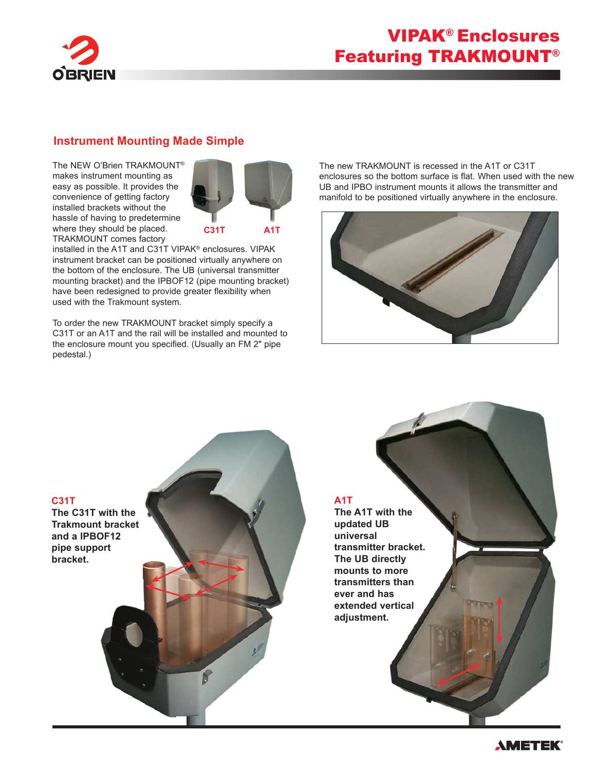# VIPAK® Enclosures Featuring TRAKMOUNT®

## Instrument Mounting Made Simple

The NEW O'Brien TRAKMOUNT® makes instrument mounting as easy as possible. It provides the convenience of getting factory installed brackets without the hassle of having to predetermine where they should be placed. TRAKMOUNT comes factory installed in the A1T and C31T VIPAK® enclosures. VIPAK instrument bracket can be positioned virtually anywhere on the bottom of the enclosure. The UB (universal transmitter mounting bracket) and the IPBOF12 (pipe mounting bracket) have been redesigned to provide greater flexibility when used with the Trakmount system.

C31T A1T

To order the new TRAKMOUNT bracket simply specify a C31T or an A1T and the rail will be installed and mounted to the enclosure mount you specified. (Usually an FM 2" pipe pedestal.)

The new TRAKMOUNT is recessed in the A1T or C31T enclosures so the bottom surface is flat. When used with the new UB and IPBO instrument mounts it allows the transmitter and manifold to be positioned virtually anywhere in the enclosure.

**C31T**

**The C31T with the Trakmount bracket and a IPBOF12 pipe support bracket.**

**A1T**

**The A1T with the updated UB universal transmitter bracket. The UB directly mounts to more transmitters than ever and has extended vertical adjustment.**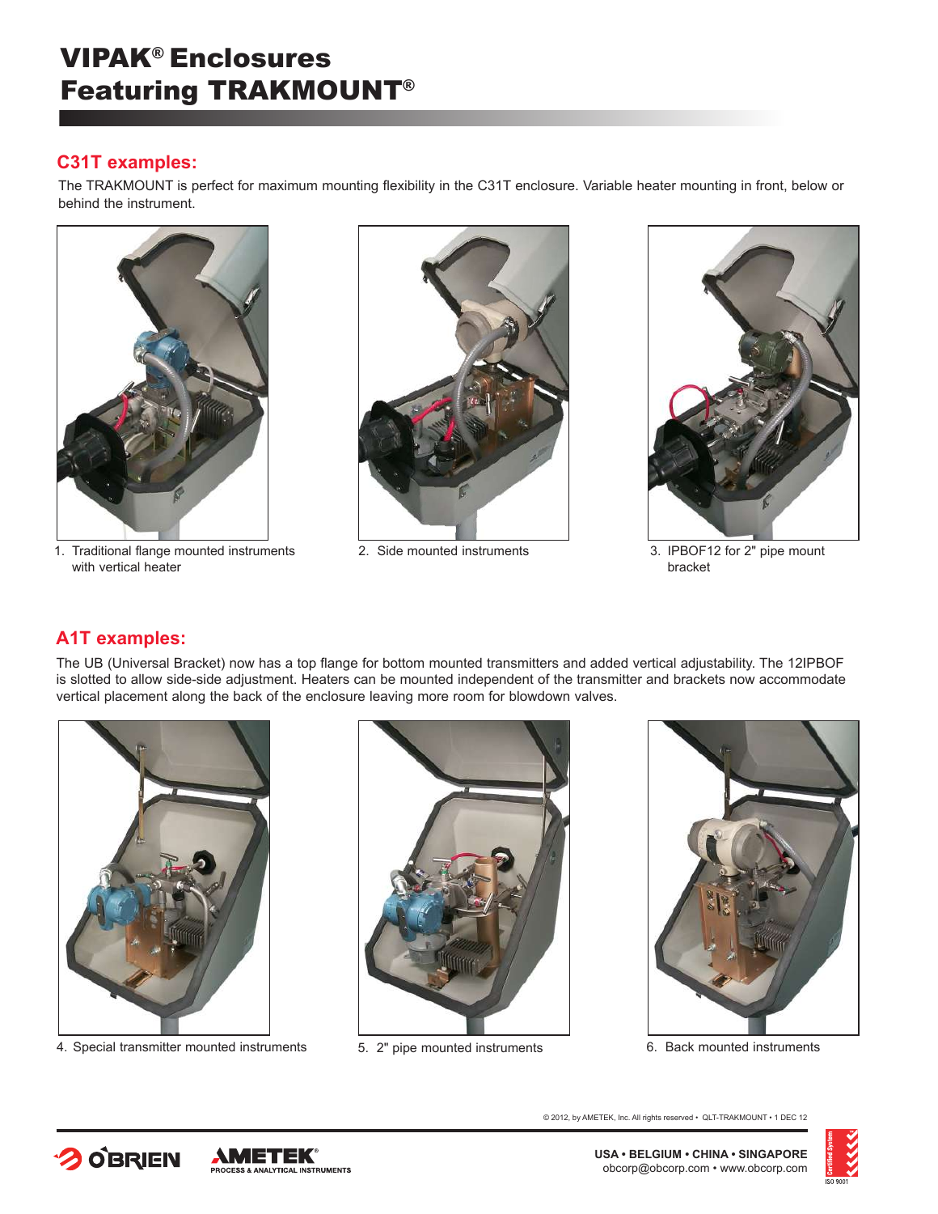# VIPAK® Enclosures Featuring TRAKMOUNT®

## C31T examples:

The TRAKMOUNT is perfect for maximum mounting flexibility in the C31T enclosure. Variable heater mounting in front, below or behind the instrument.

1. Traditional flange mounted instruments with vertical heater

2. Side mounted instruments

3. IPBOF12 for 2" pipe mount bracket

## A1T examples:

The UB (Universal Bracket) now has a top flange for bottom mounted transmitters and added vertical adjustability. The 12IPBOF is slotted to allow side-side adjustment. Heaters can be mounted independent of the transmitter and brackets now accommodate vertical placement along the back of the enclosure leaving more room for blowdown valves.

4. Special transmitter mounted instruments

5. 2" pipe mounted instruments

6. Back mounted instruments

© 2012, by AMETEK, Inc. All rights reserved • QLT-TRAKMOUNT • 1 DEC 12

O'BRIEN AMETEK® PROCESS & ANALYTICAL INSTRUMENTS

USA • BELGIUM • CHINA • SINGAPORE
obcorp@obcorp.com • www.obcorp.com

Certified System ISO 9001